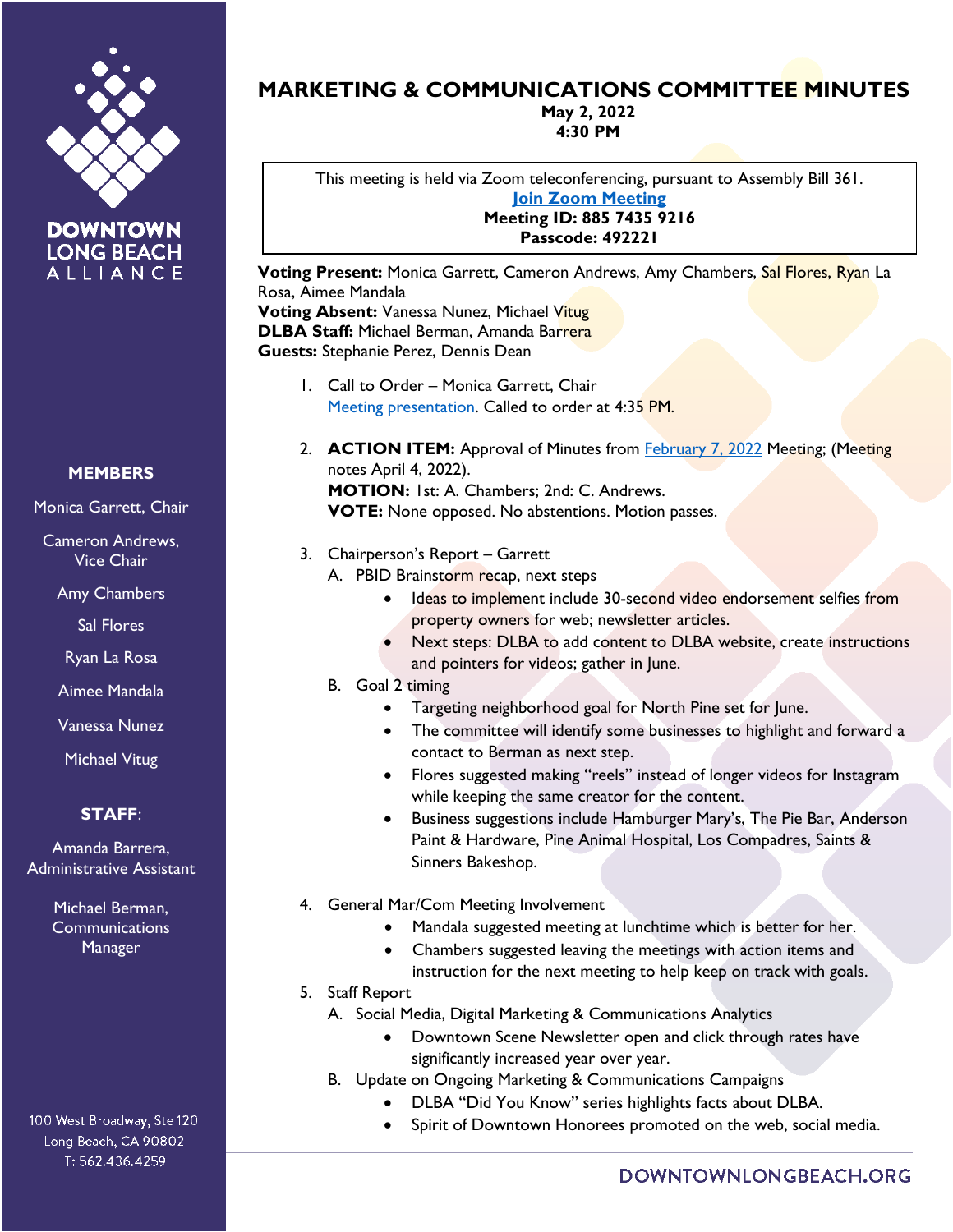# MARKETING & COMMUNICATIONS COMMITTEE MINUTES

**May 2, 2022**
**4:30 PM**

This meeting is held via Zoom teleconferencing, pursuant to Assembly Bill 361.
[Join Zoom Meeting]
**Meeting ID: 885 7435 9216**
**Passcode: 492221**

**Voting Present:** Monica Garrett, Cameron Andrews, Amy Chambers, Sal Flores, Ryan La Rosa, Aimee Mandala
**Voting Absent:** Vanessa Nunez, Michael Vitug
**DLBA Staff:** Michael Berman, Amanda Barrera
**Guests:** Stephanie Perez, Dennis Dean

1. Call to Order – Monica Garrett, Chair
   Meeting presentation. Called to order at 4:35 PM.

2. **ACTION ITEM:** Approval of Minutes from February 7, 2022 Meeting; (Meeting notes April 4, 2022).
   **MOTION:** 1st: A. Chambers; 2nd: C. Andrews.
   **VOTE:** None opposed. No abstentions. Motion passes.

3. Chairperson's Report – Garrett
   A. PBID Brainstorm recap, next steps
      - Ideas to implement include 30-second video endorsement selfies from property owners for web; newsletter articles.
      - Next steps: DLBA to add content to DLBA website, create instructions and pointers for videos; gather in June.

   B. Goal 2 timing
      - Targeting neighborhood goal for North Pine set for June.
      - The committee will identify some businesses to highlight and forward a contact to Berman as next step.
      - Flores suggested making "reels" instead of longer videos for Instagram while keeping the same creator for the content.
      - Business suggestions include Hamburger Mary's, The Pie Bar, Anderson Paint & Hardware, Pine Animal Hospital, Los Compadres, Saints & Sinners Bakeshop.

4. General Mar/Com Meeting Involvement
   - Mandala suggested meeting at lunchtime which is better for her.
   - Chambers suggested leaving the meetings with action items and instruction for the next meeting to help keep on track with goals.

5. Staff Report
   A. Social Media, Digital Marketing & Communications Analytics
      - Downtown Scene Newsletter open and click through rates have significantly increased year over year.

   B. Update on Ongoing Marketing & Communications Campaigns
      - DLBA "Did You Know" series highlights facts about DLBA.
      - Spirit of Downtown Honorees promoted on the web, social media.

**MEMBERS**

Monica Garrett, Chair

Cameron Andrews, Vice Chair

Amy Chambers

Sal Flores

Ryan La Rosa

Aimee Mandala

Vanessa Nunez

Michael Vitug

**STAFF:**

Amanda Barrera, Administrative Assistant

Michael Berman, Communications Manager

100 West Broadway, Ste 120
Long Beach, CA 90802
T: 562.436.4259

DOWNTOWNLONGBEACH.ORG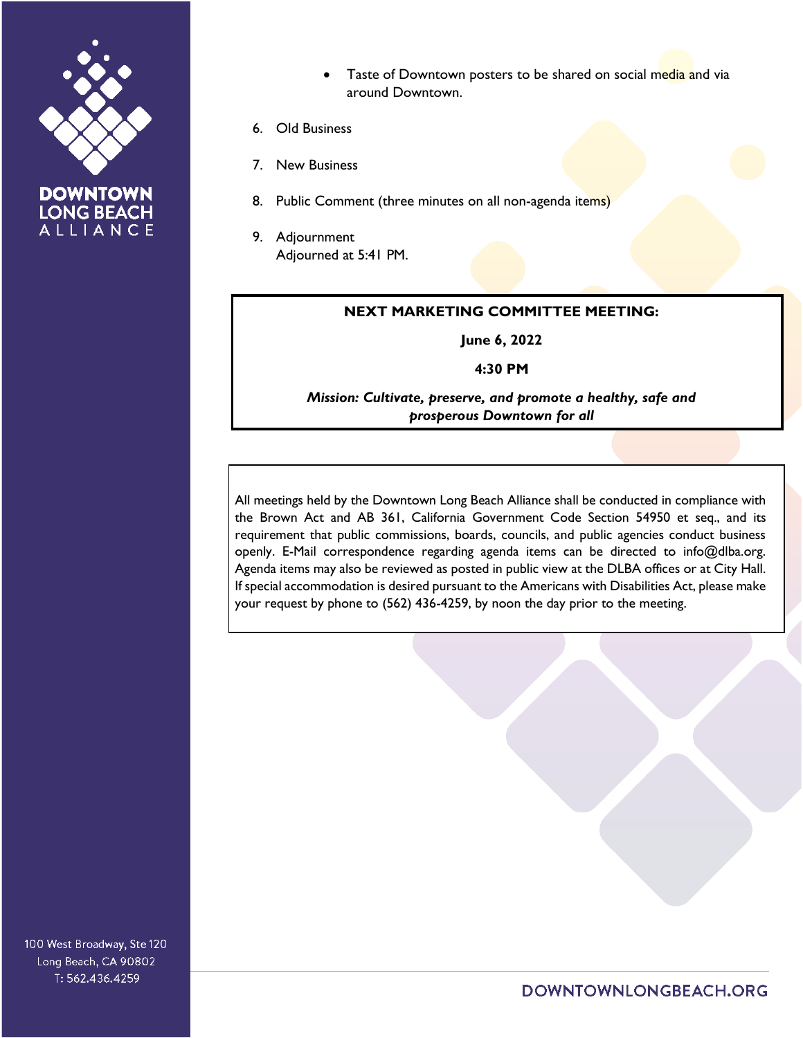- Taste of Downtown posters to be shared on social media and via around Downtown.

6. Old Business

7. New Business

8. Public Comment (three minutes on all non-agenda items)

9. Adjournment
   Adjourned at 5:41 PM.

**NEXT MARKETING COMMITTEE MEETING:**

**June 6, 2022**

**4:30 PM**

***Mission: Cultivate, preserve, and promote a healthy, safe and prosperous Downtown for all***

All meetings held by the Downtown Long Beach Alliance shall be conducted in compliance with the Brown Act and AB 361, California Government Code Section 54950 et seq., and its requirement that public commissions, boards, councils, and public agencies conduct business openly. E-Mail correspondence regarding agenda items can be directed to info@dlba.org. Agenda items may also be reviewed as posted in public view at the DLBA offices or at City Hall. If special accommodation is desired pursuant to the Americans with Disabilities Act, please make your request by phone to (562) 436-4259, by noon the day prior to the meeting.